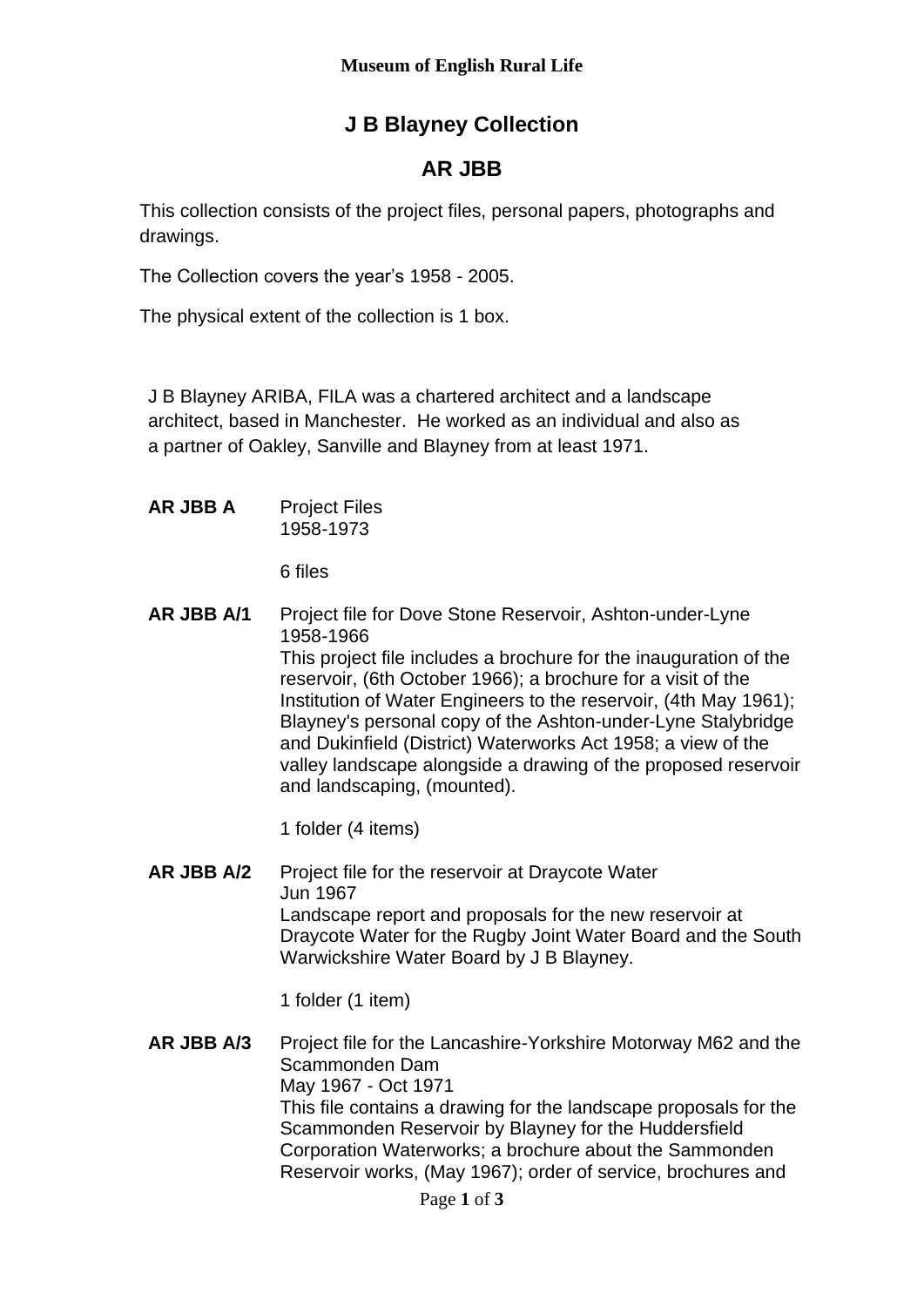**Museum of English Rural Life**

# J B Blayney Collection

## AR JBB

This collection consists of the project files, personal papers, photographs and drawings.

The Collection covers the year's 1958 - 2005.

The physical extent of the collection is 1 box.

J B Blayney ARIBA, FILA was a chartered architect and a landscape architect, based in Manchester. He worked as an individual and also as a partner of Oakley, Sanville and Blayney from at least 1971.

**AR JBB A** Project Files
1958-1973

6 files

**AR JBB A/1** Project file for Dove Stone Reservoir, Ashton-under-Lyne
1958-1966
This project file includes a brochure for the inauguration of the reservoir, (6th October 1966); a brochure for a visit of the Institution of Water Engineers to the reservoir, (4th May 1961); Blayney's personal copy of the Ashton-under-Lyne Stalybridge and Dukinfield (District) Waterworks Act 1958; a view of the valley landscape alongside a drawing of the proposed reservoir and landscaping, (mounted).

1 folder (4 items)

**AR JBB A/2** Project file for the reservoir at Draycote Water
Jun 1967
Landscape report and proposals for the new reservoir at Draycote Water for the Rugby Joint Water Board and the South Warwickshire Water Board by J B Blayney.

1 folder (1 item)

**AR JBB A/3** Project file for the Lancashire-Yorkshire Motorway M62 and the Scammonden Dam
May 1967 - Oct 1971
This file contains a drawing for the landscape proposals for the Scammonden Reservoir by Blayney for the Huddersfield Corporation Waterworks; a brochure about the Sammonden Reservoir works, (May 1967); order of service, brochures and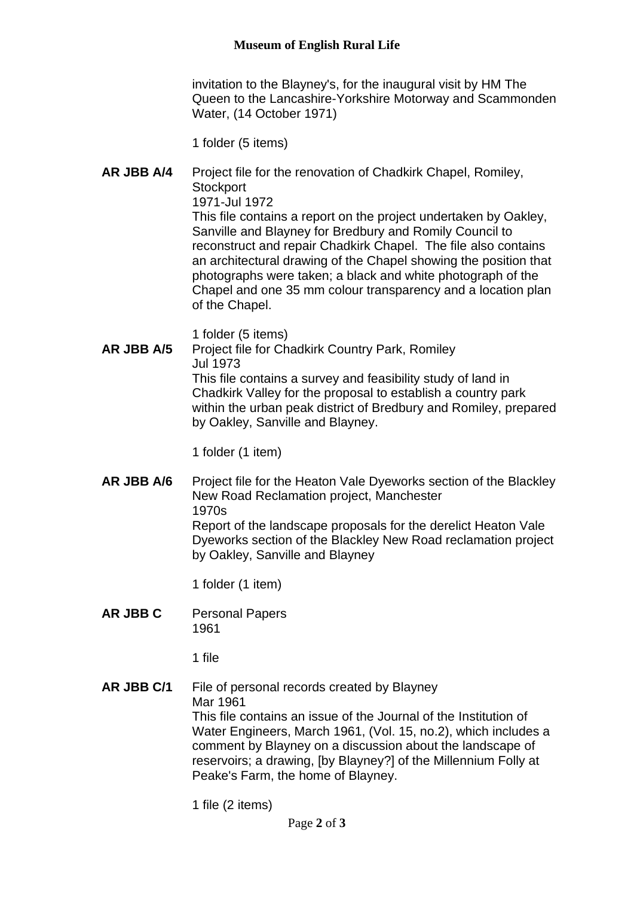invitation to the Blayney's, for the inaugural visit by HM The Queen to the Lancashire-Yorkshire Motorway and Scammonden Water, (14 October 1971)

1 folder (5 items)

**AR JBB A/4** Project file for the renovation of Chadkirk Chapel, Romiley, Stockport
1971-Jul 1972
This file contains a report on the project undertaken by Oakley, Sanville and Blayney for Bredbury and Romily Council to reconstruct and repair Chadkirk Chapel. The file also contains an architectural drawing of the Chapel showing the position that photographs were taken; a black and white photograph of the Chapel and one 35 mm colour transparency and a location plan of the Chapel.

1 folder (5 items)

**AR JBB A/5** Project file for Chadkirk Country Park, Romiley
Jul 1973
This file contains a survey and feasibility study of land in Chadkirk Valley for the proposal to establish a country park within the urban peak district of Bredbury and Romiley, prepared by Oakley, Sanville and Blayney.

1 folder (1 item)

**AR JBB A/6** Project file for the Heaton Vale Dyeworks section of the Blackley New Road Reclamation project, Manchester
1970s
Report of the landscape proposals for the derelict Heaton Vale Dyeworks section of the Blackley New Road reclamation project by Oakley, Sanville and Blayney

1 folder (1 item)

**AR JBB C** Personal Papers
1961

1 file

**AR JBB C/1** File of personal records created by Blayney
Mar 1961
This file contains an issue of the Journal of the Institution of Water Engineers, March 1961, (Vol. 15, no.2), which includes a comment by Blayney on a discussion about the landscape of reservoirs; a drawing, [by Blayney?] of the Millennium Folly at Peake's Farm, the home of Blayney.

1 file (2 items)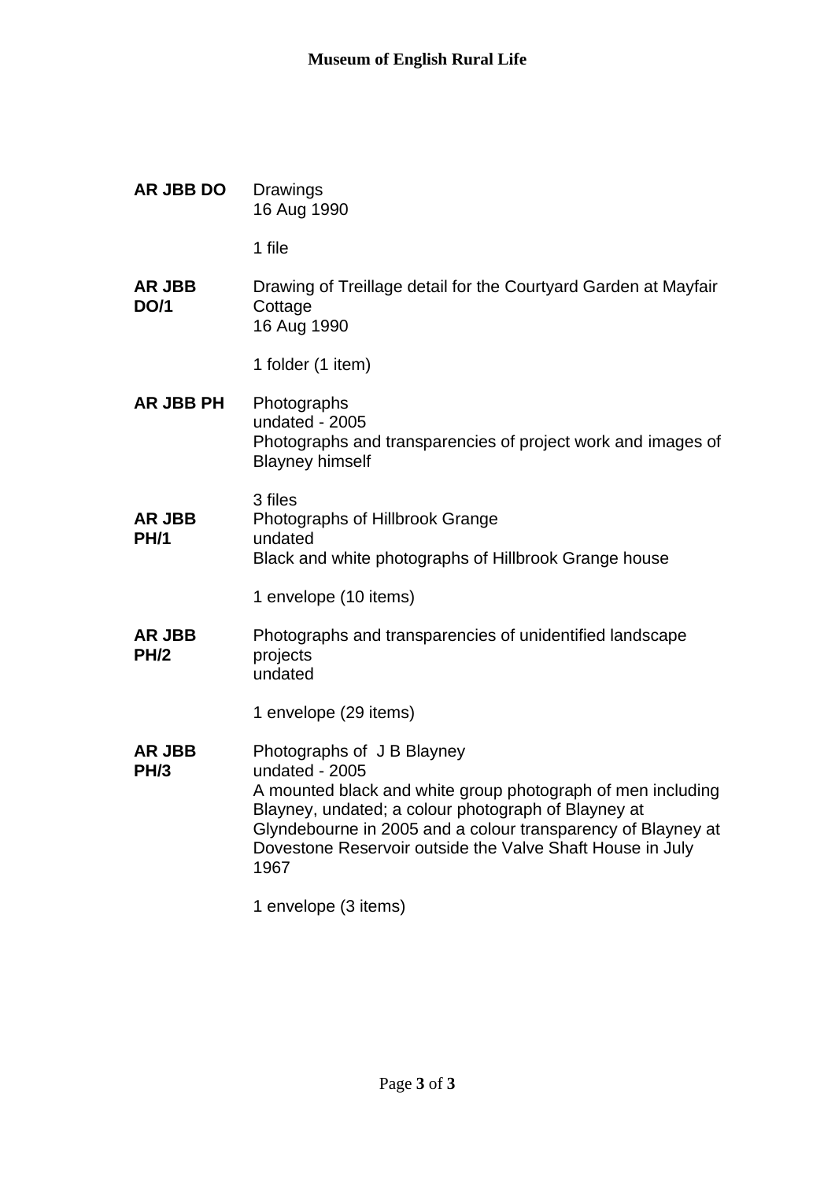**AR JBB DO** Drawings
16 Aug 1990

1 file

**AR JBB DO/1** Drawing of Treillage detail for the Courtyard Garden at Mayfair Cottage
16 Aug 1990

1 folder (1 item)

**AR JBB PH** Photographs
undated - 2005
Photographs and transparencies of project work and images of Blayney himself

3 files

**AR JBB PH/1** Photographs of Hillbrook Grange
undated
Black and white photographs of Hillbrook Grange house

1 envelope (10 items)

**AR JBB PH/2** Photographs and transparencies of unidentified landscape projects
undated

1 envelope (29 items)

**AR JBB PH/3** Photographs of J B Blayney
undated - 2005
A mounted black and white group photograph of men including Blayney, undated; a colour photograph of Blayney at Glyndebourne in 2005 and a colour transparency of Blayney at Dovestone Reservoir outside the Valve Shaft House in July 1967

1 envelope (3 items)